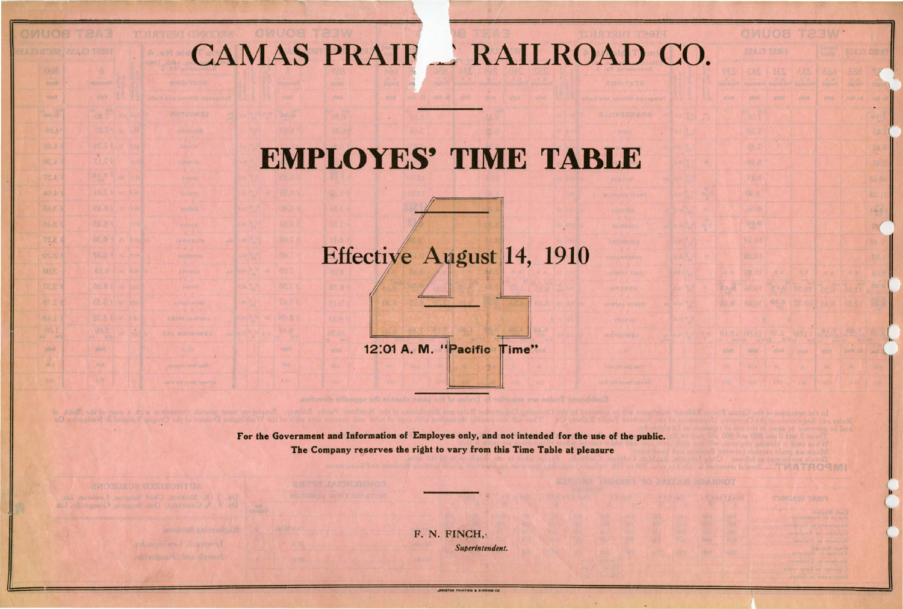# CAMAS PRAIRIE RAILROAD CO.

---

# EMPLOYES' TIME TABLE

## 4

### Effective August 14, 1910

**12:01 A. M. "Pacific Time"**

---

**For the Government and Information of Employes only, and not intended for the use of the public.**

**The Company reserves the right to vary from this Time Table at pleasure**

---

F. N. FINCH,

*Superintendent.*

LEWISTON PRINTING & BINDING CO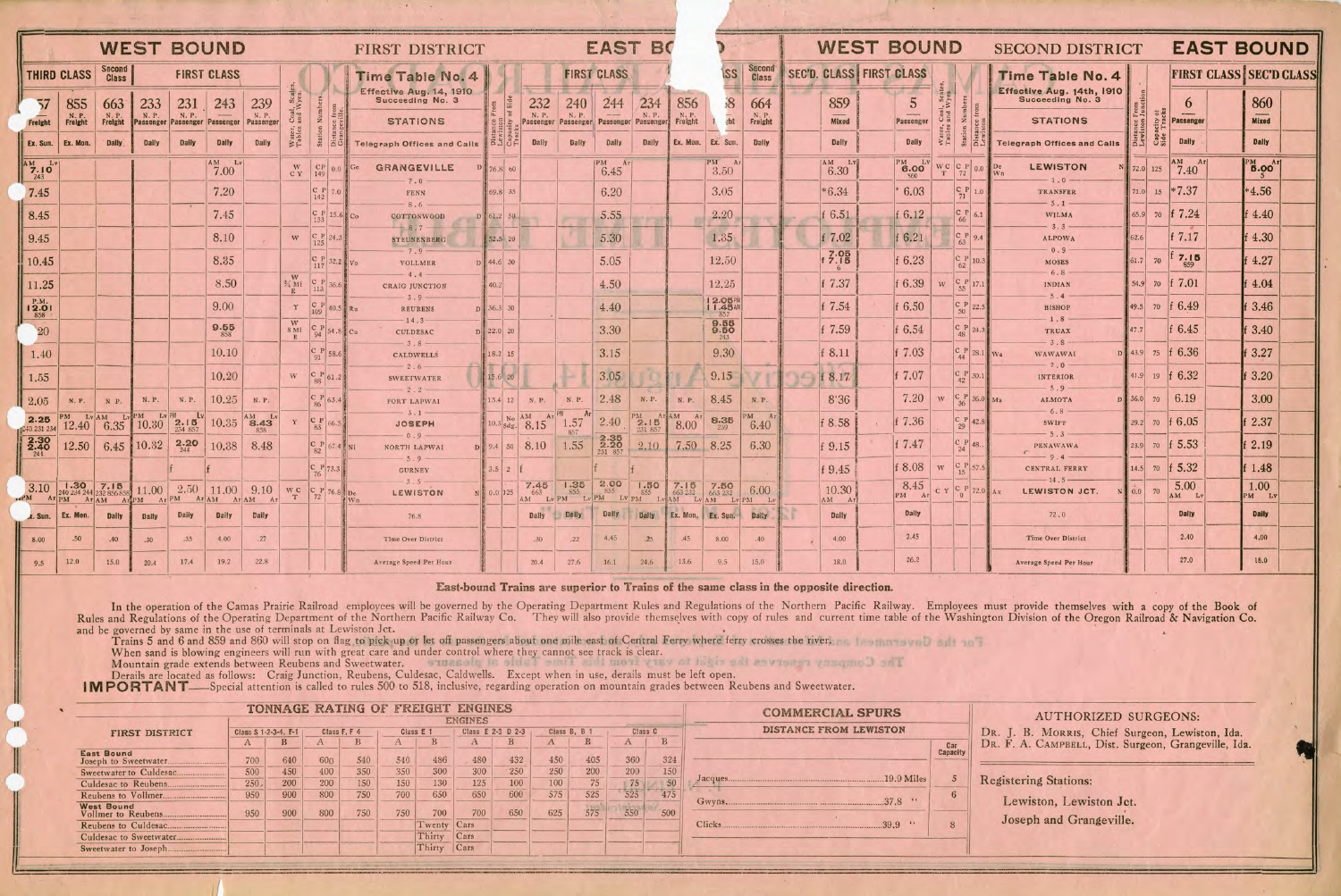## WEST BOUND — FIRST DISTRICT — EAST BOUND

**Time Table No. 4**
Effective Aug. 14, 1910
Succeeding No. 3

| 57 Freight (Ex. Sun.) | 855 N.P. Freight (Ex. Mon.) | 663 N.P. Freight (Daily) | 233 N.P. Passenger (Daily) | 231 N.P. Passenger (Daily) | 243 Passenger (Daily) | 239 N.P. Passenger (Daily) | Water, Coal, Scales, Tables and Wyes | Station Numbers | Distance from Grangeville | STATIONS (Telegraph Offices and Calls) | Distance from Lewiston | Capacity of Side Tracks | 232 N.P. Passenger (Daily) | 240 N.P. Passenger (Daily) | 244 Passenger (Daily) | 234 N.P. Passenger (Daily) | 856 N.P. Freight (Ex. Mon.) | 58 Freight (Ex. Sun.) | 664 N.P. Freight (Daily) |
|---|---|---|---|---|---|---|---|---|---|---|---|---|---|---|---|---|---|---|---|
| THIRD CLASS | Second Class | | FIRST CLASS | | | | | | | | | | FIRST CLASS | | | | | | Second Class |
| AM Lv 7.10 (243) | | | | | AM Lv 7.00 | | W C Y | C P 149 | 0.0 | Ge GRANGEVILLE D | 76.8 | 60 | | | PM Ar 6.45 | | | PM Ar 3.50 | |
| 7.45 | | | | | 7.20 | | | C P 142 | 7.0 | FENN (7.0) | 69.8 | 35 | | | 6.20 | | | 3.05 | |
| 8.45 | | | | | 7.45 | | | C P 133 | 15.6 | Co COTTONWOOD (8.6) | 61.2 | 50 | | | 5.55 | | | 2.20 | |
| 9.45 | | | | | 8.10 | | W | C P 125 | 24.3 | STEUNENBERG (8.7) | 52.5 | 20 | | | 5.30 | | | 1.35 | |
| 10.45 | | | | | 8.35 | | | C P 117 | 32.2 | Vo VOLLMER D (7.9) | 44.6 | 30 | | | 5.05 | | | 12.50 | |
| 11.25 | | | | | 8.50 | | W ¾ MI E | C P 113 | 36.6 | CRAIG JUNCTION (4.4) | 40.2 | | | | 4.50 | | | 12.25 | |
| P.M. 12.01 (858) | | | | | 9.00 | | Y | C P 109 | 40.5 | Ru REUBENS D (3.9) | 36.3 | 30 | | | 4.40 | | | 12.05 / 11.45 (857) | |
| 1.20 | | | | | 9.55 (858) | | W 8 MI E | C P 94 | 54.8 | Cu CULDESAC D (14.3) | 22.0 | 20 | | | 3.30 | | | 9.55 / 9.50 (243) | |
| 1.40 | | | | | 10.10 | | | C P 91 | 58.6 | CALDWELLS (3.8) | 18.2 | 15 | | | 3.15 | | | 9.30 | |
| 1.55 | | | | | 10.20 | | W | C P 88 | 61.2 | SWEETWATER (2.6) | 15.6 | 20 | | | 3.05 | | | 9.15 | |
| 2.05 | N. P. | N. P. | N. P. | N. P. | 10.25 | N. P. | | C P 86 | 63.4 | FORT LAPWAI (2.2) | 13.4 | 12 | N. P. | N. P. | 2.48 | N. P. | N. P. | 8.45 | N. P. |
| 2.25 (240 231 234) | PM Lv 12.40 | AM Lv 6.35 | PM Lv 10.30 | Lv 2.15 (234 857) | 10.35 | AM Lv 8.43 (858) | Y | C P 83 | 66.5 | JOSEPH (3.1) | 10.3 | No Sdg. | AM Ar 8.15 | PM Ar 1.57 (857) | 2.40 | PM Ar 2.15 (231 857) | AM Ar 8.00 | 8.35 (239) | PM Ar 6.40 |
| 2.30 / 2.40 (244) | 12.50 | 6.45 | 10.32 | 2.20 (244) | 10.38 | 8.48 | | C P 82 | 67.4 | Nl NORTH LAPWAI D (0.9) | 9.4 | 50 | 8.10 | 1.55 | 2.35 / 2.20 (231 857) | 2.10 | 7.50 | 8.25 | 6.30 |
| | | | | f | f | | | C P 76 | 73.3 | GURNEY (5.9) | 3.5 | 2 | f | | | f | | | |
| PM Ar 3.10 | PM Ar 1.30 (240 234 244) | AM Ar 7.15 (232 856 858) | PM Ar 11.00 | AM Ar 2.50 | AM Ar 11.00 | AM Ar 9.10 | W C T | C P 72 | 76.8 | De Wn LEWISTON N (3.5) | 0.0 | 325 | AM Lv 7.45 (663) | PM Lv 1.35 (855) | PM Lv 2.00 (855) | PM Lv 1.50 (855) | AM Lv 7.15 (663 232) | AM Lv 7.50 (663 232) | PM Lv 6.00 |
| Ex. Sun. | Ex. Mon. | Daily | Daily | Daily | Daily | Daily | | | | 76.8 | | | Daily | Daily | Daily | Daily | Ex. Mon. | Ex. Sun. | Daily |
| 8.00 | .50 | .40 | .30 | .35 | 4.00 | .27 | | | | Time Over District | | | .30 | .22 | 4.45 | .25 | .45 | 8.00 | .40 |
| 9.5 | 12.0 | 15.0 | 20.4 | 17.4 | 19.2 | 22.8 | | | | Average Speed Per Hour | | | 20.4 | 27.6 | 16.1 | 24.6 | 13.6 | 9.5 | 15.0 |

## WEST BOUND — SECOND DISTRICT — EAST BOUND

**Time Table No. 4**
Effective Aug. 14th, 1910
Succeeding No. 3

| 859 Mixed (Daily) | 5 Passenger (Daily) | Water, Coal, Scales, Tables and Wyes | Station Numbers | Distance from Lewiston | STATIONS (Telegraph Offices and Calls) | Distance from Lewiston Junction | Capacity of Side Tracks | 6 Passenger (Daily) | 860 Mixed (Daily) |
|---|---|---|---|---|---|---|---|---|---|
| SEC'D. CLASS | FIRST CLASS | | | | | | | FIRST CLASS | SEC'D CLASS |
| AM Lv 6.30 | PM Lv 6.00 (860) | W C T | C P 72 | 0.0 | De Wn LEWISTON N | 72.0 | 125 | AM Ar 7.40 | PM Ar 5.00 (5) |
| *6.34 | *6.03 | | C P 71 | 1.0 | TRANSFER (1.0) | 71.0 | 15 | *7.37 | *4.56 |
| f 6.51 | f 6.12 | | C P 66 | 6.1 | WILMA (5.1) | 65.9 | 70 | f 7.24 | f 4.40 |
| f 7.02 | f 6.21 | | C P 63 | 9.4 | ALPOWA (3.3) | 62.6 | | f 7.17 | f 4.30 |
| f 7.05 / 7.15 (6) | f 6.23 | | C P 62 | 10.3 | MOSES (0.9) | 61.7 | 70 | f 7.15 (859) | f 4.27 |
| f 7.37 | f 6.39 | W | C P 55 | 17.1 | INDIAN (6.8) | 54.9 | 70 | f 7.01 | f 4.04 |
| f 7.54 | f 6.50 | | C P 50 | 22.5 | BISHOP (5.4) | 49.5 | 70 | f 6.49 | f 3.46 |
| f 7.59 | f 6.54 | | C P 48 | 24.3 | TRUAX (1.8) | 47.7 | | f 6.45 | f 3.40 |
| f 8.11 | f 7.03 | | C P 44 | 28.1 | Wa WAWAWAI D (3.8) | 43.9 | 75 | f 6.36 | f 3.27 |
| f 8.17 | f 7.07 | | C P 42 | 30.1 | INTERIOR (2.0) | 41.9 | 19 | f 6.32 | f 3.20 |
| 8.36 | 7.20 | W | C P 36 | 36.0 | Ma ALMOTA D (5.9) | 36.0 | 70 | 6.19 | 3.00 |
| f 8.58 | f 7.36 | | C P 29 | 42.8 | SWIFT (6.8) | 29.2 | 70 | f 6.05 | f 2.37 |
| f 9.15 | f 7.47 | | C P 24 | 48.1 | PENAWAWA (5.3) | 23.9 | 70 | f 5.53 | f 2.19 |
| f 9.45 | f 8.08 | W | C P 15 | 57.5 | CENTRAL FERRY (9.4) | 14.5 | 70 | f 5.32 | f 1.48 |
| AM Ar 10.30 | PM Ar 8.45 | C Y | C P 0 | 72.0 | Ax LEWISTON JCT. N (14.5) | 0.0 | 70 | AM Lv 5.00 | PM Lv 1.00 |
| Daily | Daily | | | | 72.0 | | | Daily | Daily |
| 4.00 | 2.45 | | | | Time Over District | | | 2.40 | 4.00 |
| 18.0 | 26.2 | | | | Average Speed Per Hour | | | 27.0 | 18.0 |

**East-bound Trains are superior to Trains of the same class in the opposite direction.**

In the operation of the Camas Prairie Railroad employees will be governed by the Operating Department Rules and Regulations of the Northern Pacific Railway. Employees must provide themselves with a copy of the Book of Rules and Regulations of the Operating Department of the Northern Pacific Railway Co. They will also provide themselves with copy of rules and current time table of the Washington Division of the Oregon Railroad & Navigation Co. and be governed by same in the use of terminals at Lewiston Jct.

Trains 5 and 6 and 859 and 860 will stop on flag to pick up or let off passengers about one mile east of Central Ferry where ferry crosses the river.

When sand is blowing engineers will run with great care and under control where they cannot see track is clear.

Mountain grade extends between Reubens and Sweetwater.

Derails are located as follows: Craig Junction, Reubens, Culdesac, Caldwells. Except when in use, derails must be left open.

**IMPORTANT**—Special attention is called to rules 500 to 518, inclusive, regarding operation on mountain grades between Reubens and Sweetwater.

### TONNAGE RATING OF FREIGHT ENGINES

| FIRST DISTRICT | Class S 1-2-3-4, F-1 A | Class S 1-2-3-4, F-1 B | Class F, F 4 A | Class F, F 4 B | Class E 1 A | Class E 1 B | Class E 2-3 D 2-3 A | Class E 2-3 D 2-3 B | Class B, B 1 A | Class B, B 1 B | Class C A | Class C B |
|---|---|---|---|---|---|---|---|---|---|---|---|---|
| **East Bound** | | | | | | | | | | | | |
| Joseph to Sweetwater | 700 | 640 | 600 | 540 | 540 | 480 | 480 | 432 | 450 | 405 | 360 | 324 |
| Sweetwater to Culdesac | 500 | 450 | 400 | 350 | 350 | 300 | 300 | 250 | 250 | 200 | 200 | 150 |
| Culdesac to Reubens | 250 | 200 | 200 | 150 | 150 | 130 | 125 | 100 | 100 | 75 | 75 | 50 |
| Reubens to Vollmer | 950 | 900 | 800 | 750 | 700 | 650 | 650 | 600 | 575 | 525 | 525 | 475 |
| **West Bound** | | | | | | | | | | | | |
| Vollmer to Reubens | 950 | 900 | 800 | 750 | 750 | 700 | 700 | 650 | 625 | 575 | 550 | 500 |
| Reubens to Culdesac | | | | | | Twenty | Cars | | | | | |
| Culdesac to Sweetwater | | | | | | Thirty | Cars | | | | | |
| Sweetwater to Joseph | | | | | | Thirty | Cars | | | | | |

### COMMERCIAL SPURS

| DISTANCE FROM LEWISTON | | Car Capacity |
|---|---|---|
| Jacques | 19.9 Miles | 5 |
| Gwyns | 37.8 " | 6 |
| Clicks | 39.9 " | 8 |

### AUTHORIZED SURGEONS:

Dr. J. B. Morris, Chief Surgeon, Lewiston, Ida.
Dr. F. A. Campbell, Dist. Surgeon, Grangeville, Ida.

Registering Stations:

Lewiston, Lewiston Jct.
Joseph and Grangeville.